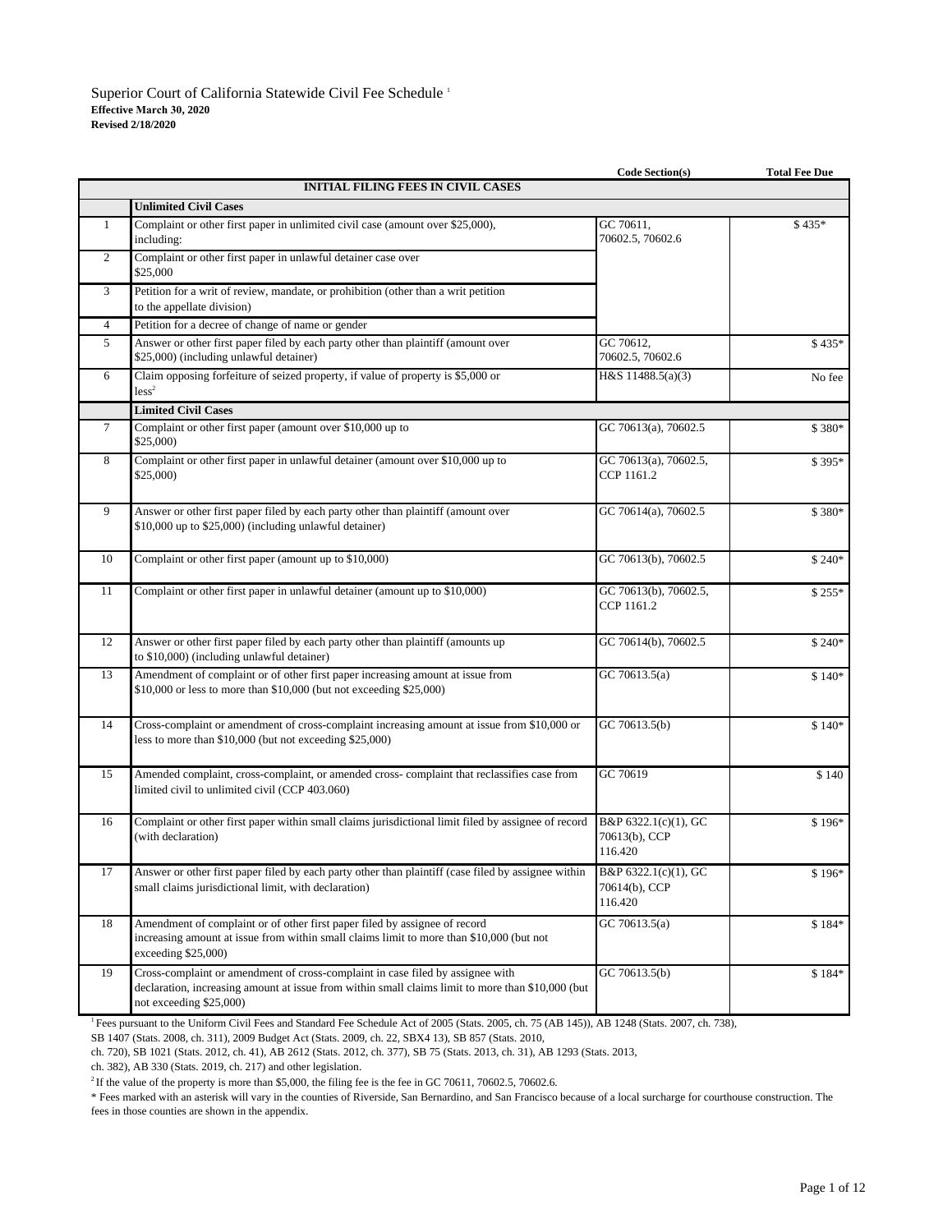Superior Court of California Statewide Civil Fee Schedule [1]

**Effective March 30, 2020**

**Revised 2/18/2020**

| | | Code Section(s) | Total Fee Due |
|---|---|---|---|
| | **INITIAL FILING FEES IN CIVIL CASES** | | |
| | **Unlimited Civil Cases** | | |
| 1 | Complaint or other first paper in unlimited civil case (amount over $25,000), including: | GC 70611, 70602.5, 70602.6 | $ 435* |
| 2 | Complaint or other first paper in unlawful detainer case over $25,000 | | |
| 3 | Petition for a writ of review, mandate, or prohibition (other than a writ petition to the appellate division) | | |
| 4 | Petition for a decree of change of name or gender | | |
| 5 | Answer or other first paper filed by each party other than plaintiff (amount over $25,000) (including unlawful detainer) | GC 70612, 70602.5, 70602.6 | $ 435* |
| 6 | Claim opposing forfeiture of seized property, if value of property is $5,000 or less[2] | H&S 11488.5(a)(3) | No fee |
| | **Limited Civil Cases** | | |
| 7 | Complaint or other first paper (amount over $10,000 up to $25,000) | GC 70613(a), 70602.5 | $ 380* |
| 8 | Complaint or other first paper in unlawful detainer (amount over $10,000 up to $25,000) | GC 70613(a), 70602.5, CCP 1161.2 | $ 395* |
| 9 | Answer or other first paper filed by each party other than plaintiff (amount over $10,000 up to $25,000) (including unlawful detainer) | GC 70614(a), 70602.5 | $ 380* |
| 10 | Complaint or other first paper (amount up to $10,000) | GC 70613(b), 70602.5 | $ 240* |
| 11 | Complaint or other first paper in unlawful detainer (amount up to $10,000) | GC 70613(b), 70602.5, CCP 1161.2 | $ 255* |
| 12 | Answer or other first paper filed by each party other than plaintiff (amounts up to $10,000) (including unlawful detainer) | GC 70614(b), 70602.5 | $ 240* |
| 13 | Amendment of complaint or of other first paper increasing amount at issue from $10,000 or less to more than $10,000 (but not exceeding $25,000) | GC 70613.5(a) | $ 140* |
| 14 | Cross-complaint or amendment of cross-complaint increasing amount at issue from $10,000 or less to more than $10,000 (but not exceeding $25,000) | GC 70613.5(b) | $ 140* |
| 15 | Amended complaint, cross-complaint, or amended cross- complaint that reclassifies case from limited civil to unlimited civil (CCP 403.060) | GC 70619 | $ 140 |
| 16 | Complaint or other first paper within small claims jurisdictional limit filed by assignee of record (with declaration) | B&P 6322.1(c)(1), GC 70613(b), CCP 116.420 | $ 196* |
| 17 | Answer or other first paper filed by each party other than plaintiff (case filed by assignee within small claims jurisdictional limit, with declaration) | B&P 6322.1(c)(1), GC 70614(b), CCP 116.420 | $ 196* |
| 18 | Amendment of complaint or of other first paper filed by assignee of record increasing amount at issue from within small claims limit to more than $10,000 (but not exceeding $25,000) | GC 70613.5(a) | $ 184* |
| 19 | Cross-complaint or amendment of cross-complaint in case filed by assignee with declaration, increasing amount at issue from within small claims limit to more than $10,000 (but not exceeding $25,000) | GC 70613.5(b) | $ 184* |

[1] Fees pursuant to the Uniform Civil Fees and Standard Fee Schedule Act of 2005 (Stats. 2005, ch. 75 (AB 145)), AB 1248 (Stats. 2007, ch. 738), SB 1407 (Stats. 2008, ch. 311), 2009 Budget Act (Stats. 2009, ch. 22, SBX4 13), SB 857 (Stats. 2010, ch. 720), SB 1021 (Stats. 2012, ch. 41), AB 2612 (Stats. 2012, ch. 377), SB 75 (Stats. 2013, ch. 31), AB 1293 (Stats. 2013, ch. 382), AB 330 (Stats. 2019, ch. 217) and other legislation.

[2] If the value of the property is more than $5,000, the filing fee is the fee in GC 70611, 70602.5, 70602.6.

* Fees marked with an asterisk will vary in the counties of Riverside, San Bernardino, and San Francisco because of a local surcharge for courthouse construction. The fees in those counties are shown in the appendix.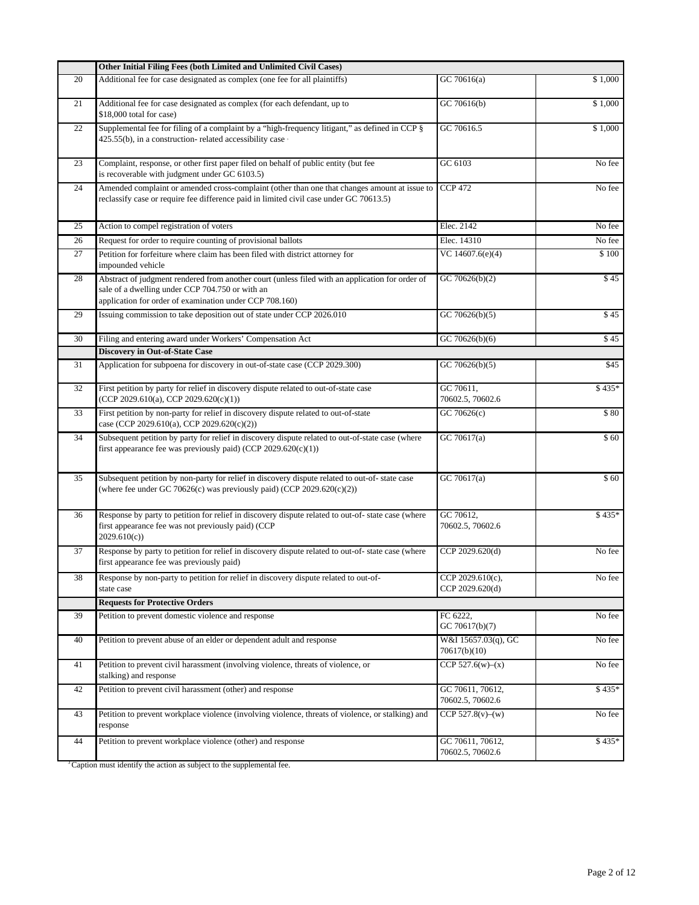| | Other Initial Filing Fees (both Limited and Unlimited Civil Cases) | | |
|---|---|---|---|
| 20 | Additional fee for case designated as complex (one fee for all plaintiffs) | GC 70616(a) | $ 1,000 |
| 21 | Additional fee for case designated as complex (for each defendant, up to $18,000 total for case) | GC 70616(b) | $ 1,000 |
| 22 | Supplemental fee for filing of a complaint by a "high-frequency litigant," as defined in CCP § 425.55(b), in a construction- related accessibility case [1] | GC 70616.5 | $ 1,000 |
| 23 | Complaint, response, or other first paper filed on behalf of public entity (but fee is recoverable with judgment under GC 6103.5) | GC 6103 | No fee |
| 24 | Amended complaint or amended cross-complaint (other than one that changes amount at issue to reclassify case or require fee difference paid in limited civil case under GC 70613.5) | CCP 472 | No fee |
| 25 | Action to compel registration of voters | Elec. 2142 | No fee |
| 26 | Request for order to require counting of provisional ballots | Elec. 14310 | No fee |
| 27 | Petition for forfeiture where claim has been filed with district attorney for impounded vehicle | VC 14607.6(e)(4) | $ 100 |
| 28 | Abstract of judgment rendered from another court (unless filed with an application for order of sale of a dwelling under CCP 704.750 or with an application for order of examination under CCP 708.160) | GC 70626(b)(2) | $ 45 |
| 29 | Issuing commission to take deposition out of state under CCP 2026.010 | GC 70626(b)(5) | $ 45 |
| 30 | Filing and entering award under Workers' Compensation Act | GC 70626(b)(6) | $ 45 |
| | **Discovery in Out-of-State Case** | | |
| 31 | Application for subpoena for discovery in out-of-state case (CCP 2029.300) | GC 70626(b)(5) | $45 |
| 32 | First petition by party for relief in discovery dispute related to out-of-state case (CCP 2029.610(a), CCP 2029.620(c)(1)) | GC 70611, 70602.5, 70602.6 | $ 435* |
| 33 | First petition by non-party for relief in discovery dispute related to out-of-state case (CCP 2029.610(a), CCP 2029.620(c)(2)) | GC 70626(c) | $ 80 |
| 34 | Subsequent petition by party for relief in discovery dispute related to out-of-state case (where first appearance fee was previously paid) (CCP 2029.620(c)(1)) | GC 70617(a) | $ 60 |
| 35 | Subsequent petition by non-party for relief in discovery dispute related to out-of- state case (where fee under GC 70626(c) was previously paid) (CCP 2029.620(c)(2)) | GC 70617(a) | $ 60 |
| 36 | Response by party to petition for relief in discovery dispute related to out-of- state case (where first appearance fee was not previously paid) (CCP 2029.610(c)) | GC 70612, 70602.5, 70602.6 | $ 435* |
| 37 | Response by party to petition for relief in discovery dispute related to out-of- state case (where first appearance fee was previously paid) | CCP 2029.620(d) | No fee |
| 38 | Response by non-party to petition for relief in discovery dispute related to out-of-state case | CCP 2029.610(c), CCP 2029.620(d) | No fee |
| | **Requests for Protective Orders** | | |
| 39 | Petition to prevent domestic violence and response | FC 6222, GC 70617(b)(7) | No fee |
| 40 | Petition to prevent abuse of an elder or dependent adult and response | W&I 15657.03(q), GC 70617(b)(10) | No fee |
| 41 | Petition to prevent civil harassment (involving violence, threats of violence, or stalking) and response | CCP 527.6(w)–(x) | No fee |
| 42 | Petition to prevent civil harassment (other) and response | GC 70611, 70612, 70602.5, 70602.6 | $ 435* |
| 43 | Petition to prevent workplace violence (involving violence, threats of violence, or stalking) and response | CCP 527.8(v)–(w) | No fee |
| 44 | Petition to prevent workplace violence (other) and response | GC 70611, 70612, 70602.5, 70602.6 | $ 435* |

[1] Caption must identify the action as subject to the supplemental fee.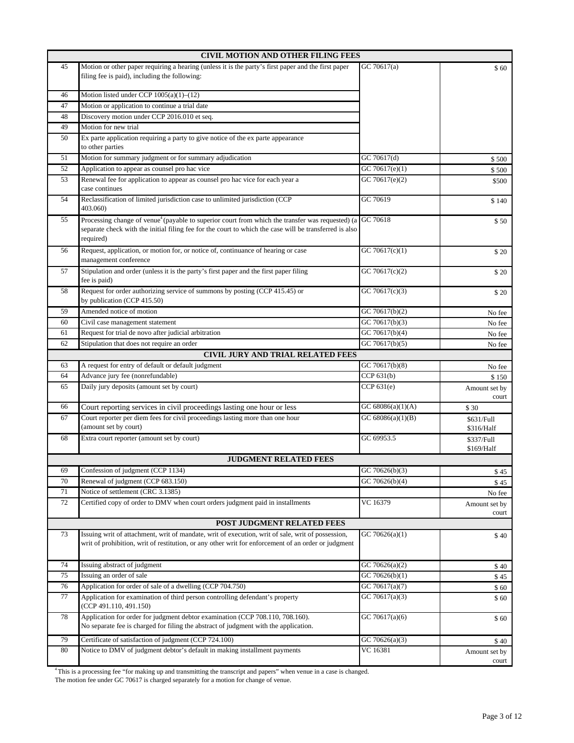| | CIVIL MOTION AND OTHER FILING FEES | | |
|---|---|---|---|
| 45 | Motion or other paper requiring a hearing (unless it is the party's first paper and the first paper filing fee is paid), including the following: | GC 70617(a) | $ 60 |
| 46 | Motion listed under CCP 1005(a)(1)–(12) | | |
| 47 | Motion or application to continue a trial date | | |
| 48 | Discovery motion under CCP 2016.010 et seq. | | |
| 49 | Motion for new trial | | |
| 50 | Ex parte application requiring a party to give notice of the ex parte appearance to other parties | | |
| 51 | Motion for summary judgment or for summary adjudication | GC 70617(d) | $ 500 |
| 52 | Application to appear as counsel pro hac vice | GC 70617(e)(1) | $ 500 |
| 53 | Renewal fee for application to appear as counsel pro hac vice for each year a case continues | GC 70617(e)(2) | $500 |
| 54 | Reclassification of limited jurisdiction case to unlimited jurisdiction (CCP 403.060) | GC 70619 | $ 140 |
| 55 | Processing change of venue[4] (payable to superior court from which the transfer was requested) (a separate check with the initial filing fee for the court to which the case will be transferred is also required) | GC 70618 | $ 50 |
| 56 | Request, application, or motion for, or notice of, continuance of hearing or case management conference | GC 70617(c)(1) | $ 20 |
| 57 | Stipulation and order (unless it is the party's first paper and the first paper filing fee is paid) | GC 70617(c)(2) | $ 20 |
| 58 | Request for order authorizing service of summons by posting (CCP 415.45) or by publication (CCP 415.50) | GC 70617(c)(3) | $ 20 |
| 59 | Amended notice of motion | GC 70617(b)(2) | No fee |
| 60 | Civil case management statement | GC 70617(b)(3) | No fee |
| 61 | Request for trial de novo after judicial arbitration | GC 70617(b)(4) | No fee |
| 62 | Stipulation that does not require an order | GC 70617(b)(5) | No fee |
| | **CIVIL JURY AND TRIAL RELATED FEES** | | |
| 63 | A request for entry of default or default judgment | GC 70617(b)(8) | No fee |
| 64 | Advance jury fee (nonrefundable) | CCP 631(b) | $ 150 |
| 65 | Daily jury deposits (amount set by court) | CCP 631(e) | Amount set by court |
| 66 | Court reporting services in civil proceedings lasting one hour or less | GC 68086(a)(1)(A) | $ 30 |
| 67 | Court reporter per diem fees for civil proceedings lasting more than one hour (amount set by court) | GC 68086(a)(1)(B) | $631/Full $316/Half |
| 68 | Extra court reporter (amount set by court) | GC 69953.5 | $337/Full $169/Half |
| | **JUDGMENT RELATED FEES** | | |
| 69 | Confession of judgment (CCP 1134) | GC 70626(b)(3) | $ 45 |
| 70 | Renewal of judgment (CCP 683.150) | GC 70626(b)(4) | $ 45 |
| 71 | Notice of settlement (CRC 3.1385) | | No fee |
| 72 | Certified copy of order to DMV when court orders judgment paid in installments | VC 16379 | Amount set by court |
| | **POST JUDGMENT RELATED FEES** | | |
| 73 | Issuing writ of attachment, writ of mandate, writ of execution, writ of sale, writ of possession, writ of prohibition, writ of restitution, or any other writ for enforcement of an order or judgment | GC 70626(a)(1) | $ 40 |
| 74 | Issuing abstract of judgment | GC 70626(a)(2) | $ 40 |
| 75 | Issuing an order of sale | GC 70626(b)(1) | $ 45 |
| 76 | Application for order of sale of a dwelling (CCP 704.750) | GC 70617(a)(7) | $ 60 |
| 77 | Application for examination of third person controlling defendant's property (CCP 491.110, 491.150) | GC 70617(a)(3) | $ 60 |
| 78 | Application for order for judgment debtor examination (CCP 708.110, 708.160). No separate fee is charged for filing the abstract of judgment with the application. | GC 70617(a)(6) | $ 60 |
| 79 | Certificate of satisfaction of judgment (CCP 724.100) | GC 70626(a)(3) | $ 40 |
| 80 | Notice to DMV of judgment debtor's default in making installment payments | VC 16381 | Amount set by court |

[4] This is a processing fee "for making up and transmitting the transcript and papers" when venue in a case is changed. The motion fee under GC 70617 is charged separately for a motion for change of venue.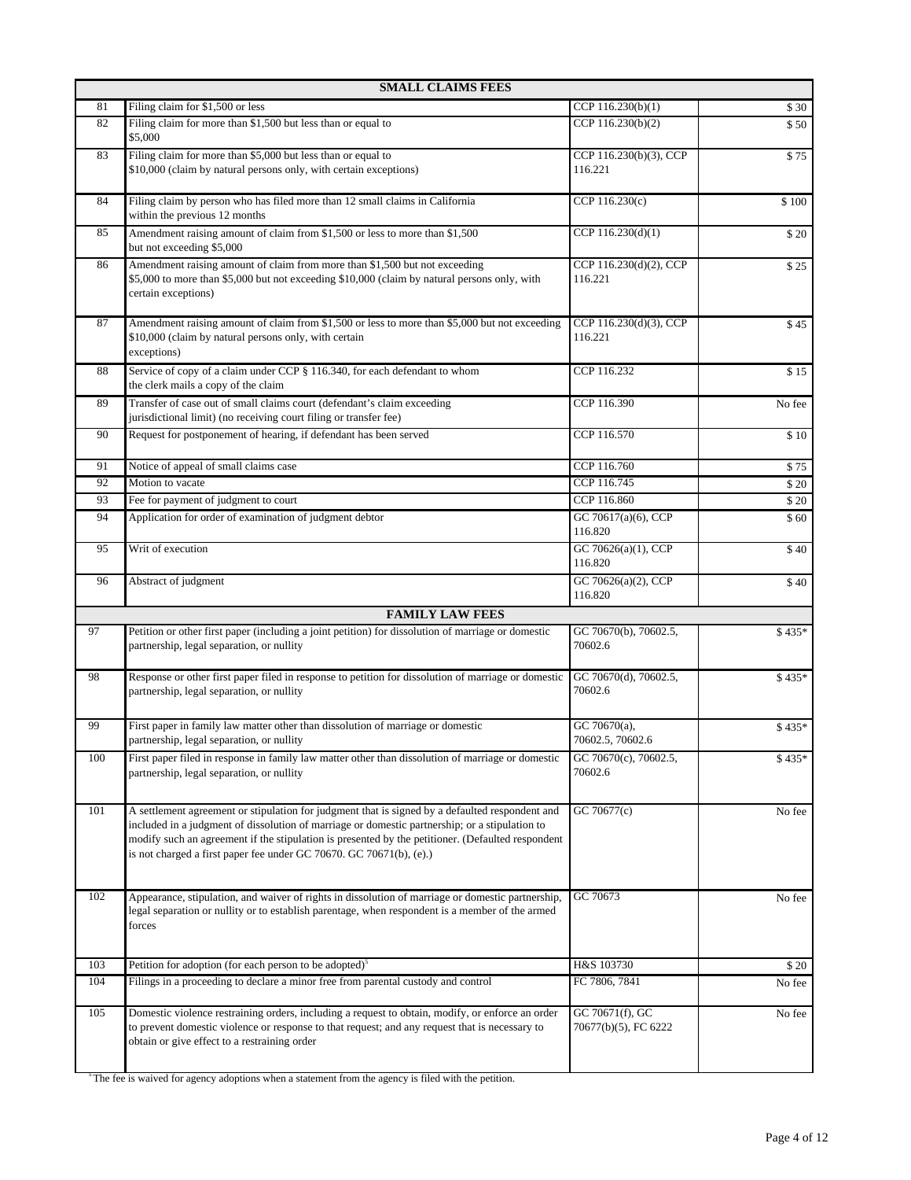| | SMALL CLAIMS FEES | | |
|---|---|---|---|
| 81 | Filing claim for $1,500 or less | CCP 116.230(b)(1) | $ 30 |
| 82 | Filing claim for more than $1,500 but less than or equal to $5,000 | CCP 116.230(b)(2) | $ 50 |
| 83 | Filing claim for more than $5,000 but less than or equal to $10,000 (claim by natural persons only, with certain exceptions) | CCP 116.230(b)(3), CCP 116.221 | $ 75 |
| 84 | Filing claim by person who has filed more than 12 small claims in California within the previous 12 months | CCP 116.230(c) | $ 100 |
| 85 | Amendment raising amount of claim from $1,500 or less to more than $1,500 but not exceeding $5,000 | CCP 116.230(d)(1) | $ 20 |
| 86 | Amendment raising amount of claim from more than $1,500 but not exceeding $5,000 to more than $5,000 but not exceeding $10,000 (claim by natural persons only, with certain exceptions) | CCP 116.230(d)(2), CCP 116.221 | $ 25 |
| 87 | Amendment raising amount of claim from $1,500 or less to more than $5,000 but not exceeding $10,000 (claim by natural persons only, with certain exceptions) | CCP 116.230(d)(3), CCP 116.221 | $ 45 |
| 88 | Service of copy of a claim under CCP § 116.340, for each defendant to whom the clerk mails a copy of the claim | CCP 116.232 | $ 15 |
| 89 | Transfer of case out of small claims court (defendant's claim exceeding jurisdictional limit) (no receiving court filing or transfer fee) | CCP 116.390 | No fee |
| 90 | Request for postponement of hearing, if defendant has been served | CCP 116.570 | $ 10 |
| 91 | Notice of appeal of small claims case | CCP 116.760 | $ 75 |
| 92 | Motion to vacate | CCP 116.745 | $ 20 |
| 93 | Fee for payment of judgment to court | CCP 116.860 | $ 20 |
| 94 | Application for order of examination of judgment debtor | GC 70617(a)(6), CCP 116.820 | $ 60 |
| 95 | Writ of execution | GC 70626(a)(1), CCP 116.820 | $ 40 |
| 96 | Abstract of judgment | GC 70626(a)(2), CCP 116.820 | $ 40 |
| | **FAMILY LAW FEES** | | |
| 97 | Petition or other first paper (including a joint petition) for dissolution of marriage or domestic partnership, legal separation, or nullity | GC 70670(b), 70602.5, 70602.6 | $ 435* |
| 98 | Response or other first paper filed in response to petition for dissolution of marriage or domestic partnership, legal separation, or nullity | GC 70670(d), 70602.5, 70602.6 | $ 435* |
| 99 | First paper in family law matter other than dissolution of marriage or domestic partnership, legal separation, or nullity | GC 70670(a), 70602.5, 70602.6 | $ 435* |
| 100 | First paper filed in response in family law matter other than dissolution of marriage or domestic partnership, legal separation, or nullity | GC 70670(c), 70602.5, 70602.6 | $ 435* |
| 101 | A settlement agreement or stipulation for judgment that is signed by a defaulted respondent and included in a judgment of dissolution of marriage or domestic partnership; or a stipulation to modify such an agreement if the stipulation is presented by the petitioner. (Defaulted respondent is not charged a first paper fee under GC 70670. GC 70671(b), (e).) | GC 70677(c) | No fee |
| 102 | Appearance, stipulation, and waiver of rights in dissolution of marriage or domestic partnership, legal separation or nullity or to establish parentage, when respondent is a member of the armed forces | GC 70673 | No fee |
| 103 | Petition for adoption (for each person to be adopted)[5] | H&S 103730 | $ 20 |
| 104 | Filings in a proceeding to declare a minor free from parental custody and control | FC 7806, 7841 | No fee |
| 105 | Domestic violence restraining orders, including a request to obtain, modify, or enforce an order to prevent domestic violence or response to that request; and any request that is necessary to obtain or give effect to a restraining order | GC 70671(f), GC 70677(b)(5), FC 6222 | No fee |

[5] The fee is waived for agency adoptions when a statement from the agency is filed with the petition.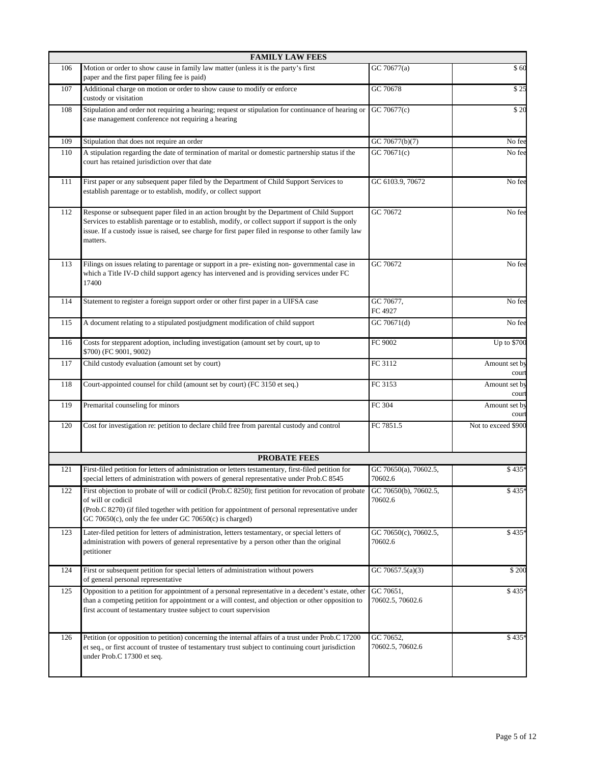| | FAMILY LAW FEES | | |
|---|---|---|---|
| 106 | Motion or order to show cause in family law matter (unless it is the party's first paper and the first paper filing fee is paid) | GC 70677(a) | $ 60 |
| 107 | Additional charge on motion or order to show cause to modify or enforce custody or visitation | GC 70678 | $ 25 |
| 108 | Stipulation and order not requiring a hearing; request or stipulation for continuance of hearing or case management conference not requiring a hearing | GC 70677(c) | $ 20 |
| 109 | Stipulation that does not require an order | GC 70677(b)(7) | No fee |
| 110 | A stipulation regarding the date of termination of marital or domestic partnership status if the court has retained jurisdiction over that date | GC 70671(c) | No fee |
| 111 | First paper or any subsequent paper filed by the Department of Child Support Services to establish parentage or to establish, modify, or collect support | GC 6103.9, 70672 | No fee |
| 112 | Response or subsequent paper filed in an action brought by the Department of Child Support Services to establish parentage or to establish, modify, or collect support if support is the only issue. If a custody issue is raised, see charge for first paper filed in response to other family law matters. | GC 70672 | No fee |
| 113 | Filings on issues relating to parentage or support in a pre- existing non- governmental case in which a Title IV-D child support agency has intervened and is providing services under FC 17400 | GC 70672 | No fee |
| 114 | Statement to register a foreign support order or other first paper in a UIFSA case | GC 70677, FC 4927 | No fee |
| 115 | A document relating to a stipulated postjudgment modification of child support | GC 70671(d) | No fee |
| 116 | Costs for stepparent adoption, including investigation (amount set by court, up to $700) (FC 9001, 9002) | FC 9002 | Up to $700 |
| 117 | Child custody evaluation (amount set by court) | FC 3112 | Amount set by court |
| 118 | Court-appointed counsel for child (amount set by court) (FC 3150 et seq.) | FC 3153 | Amount set by court |
| 119 | Premarital counseling for minors | FC 304 | Amount set by court |
| 120 | Cost for investigation re: petition to declare child free from parental custody and control | FC 7851.5 | Not to exceed $900 |
| | **PROBATE FEES** | | |
| 121 | First-filed petition for letters of administration or letters testamentary, first-filed petition for special letters of administration with powers of general representative under Prob.C 8545 | GC 70650(a), 70602.5, 70602.6 | $ 435* |
| 122 | First objection to probate of will or codicil (Prob.C 8250); first petition for revocation of probate of will or codicil (Prob.C 8270) (if filed together with petition for appointment of personal representative under GC 70650(c), only the fee under GC 70650(c) is charged) | GC 70650(b), 70602.5, 70602.6 | $ 435* |
| 123 | Later-filed petition for letters of administration, letters testamentary, or special letters of administration with powers of general representative by a person other than the original petitioner | GC 70650(c), 70602.5, 70602.6 | $ 435* |
| 124 | First or subsequent petition for special letters of administration without powers of general personal representative | GC 70657.5(a)(3) | $ 200 |
| 125 | Opposition to a petition for appointment of a personal representative in a decedent's estate, other than a competing petition for appointment or a will contest, and objection or other opposition to first account of testamentary trustee subject to court supervision | GC 70651, 70602.5, 70602.6 | $ 435* |
| 126 | Petition (or opposition to petition) concerning the internal affairs of a trust under Prob.C 17200 et seq., or first account of trustee of testamentary trust subject to continuing court jurisdiction under Prob.C 17300 et seq. | GC 70652, 70602.5, 70602.6 | $ 435* |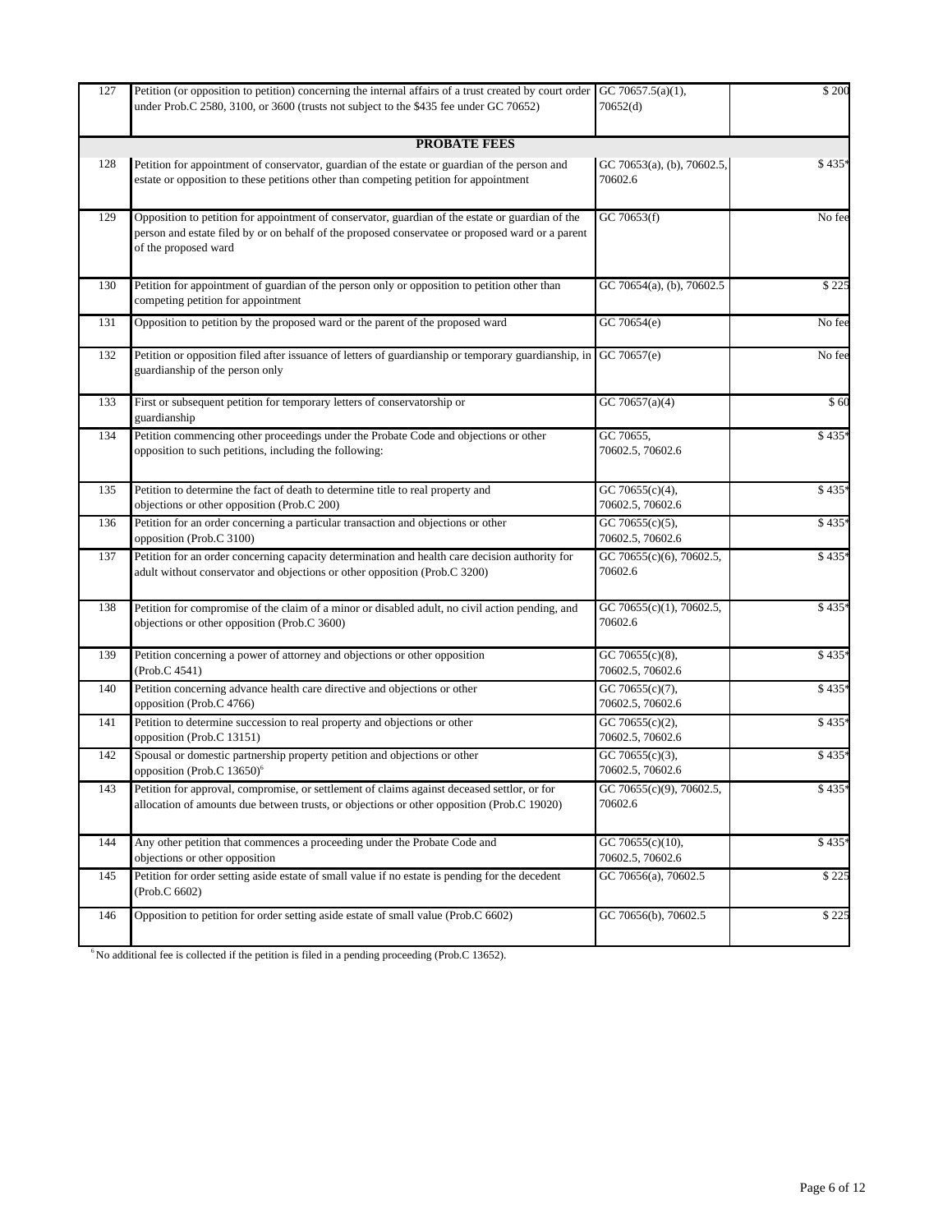| | | | |
|---|---|---|---|
| 127 | Petition (or opposition to petition) concerning the internal affairs of a trust created by court order under Prob.C 2580, 3100, or 3600 (trusts not subject to the $435 fee under GC 70652) | GC 70657.5(a)(1), 70652(d) | $ 200 |
| | **PROBATE FEES** | | |
| 128 | Petition for appointment of conservator, guardian of the estate or guardian of the person and estate or opposition to these petitions other than competing petition for appointment | GC 70653(a), (b), 70602.5, 70602.6 | $ 435* |
| 129 | Opposition to petition for appointment of conservator, guardian of the estate or guardian of the person and estate filed by or on behalf of the proposed conservatee or proposed ward or a parent of the proposed ward | GC 70653(f) | No fee |
| 130 | Petition for appointment of guardian of the person only or opposition to petition other than competing petition for appointment | GC 70654(a), (b), 70602.5 | $ 225 |
| 131 | Opposition to petition by the proposed ward or the parent of the proposed ward | GC 70654(e) | No fee |
| 132 | Petition or opposition filed after issuance of letters of guardianship or temporary guardianship, in guardianship of the person only | GC 70657(e) | No fee |
| 133 | First or subsequent petition for temporary letters of conservatorship or guardianship | GC 70657(a)(4) | $ 60 |
| 134 | Petition commencing other proceedings under the Probate Code and objections or other opposition to such petitions, including the following: | GC 70655, 70602.5, 70602.6 | $ 435* |
| 135 | Petition to determine the fact of death to determine title to real property and objections or other opposition (Prob.C 200) | GC 70655(c)(4), 70602.5, 70602.6 | $ 435* |
| 136 | Petition for an order concerning a particular transaction and objections or other opposition (Prob.C 3100) | GC 70655(c)(5), 70602.5, 70602.6 | $ 435* |
| 137 | Petition for an order concerning capacity determination and health care decision authority for adult without conservator and objections or other opposition (Prob.C 3200) | GC 70655(c)(6), 70602.5, 70602.6 | $ 435* |
| 138 | Petition for compromise of the claim of a minor or disabled adult, no civil action pending, and objections or other opposition (Prob.C 3600) | GC 70655(c)(1), 70602.5, 70602.6 | $ 435* |
| 139 | Petition concerning a power of attorney and objections or other opposition (Prob.C 4541) | GC 70655(c)(8), 70602.5, 70602.6 | $ 435* |
| 140 | Petition concerning advance health care directive and objections or other opposition (Prob.C 4766) | GC 70655(c)(7), 70602.5, 70602.6 | $ 435* |
| 141 | Petition to determine succession to real property and objections or other opposition (Prob.C 13151) | GC 70655(c)(2), 70602.5, 70602.6 | $ 435* |
| 142 | Spousal or domestic partnership property petition and objections or other opposition (Prob.C 13650)[6] | GC 70655(c)(3), 70602.5, 70602.6 | $ 435* |
| 143 | Petition for approval, compromise, or settlement of claims against deceased settlor, or for allocation of amounts due between trusts, or objections or other opposition (Prob.C 19020) | GC 70655(c)(9), 70602.5, 70602.6 | $ 435* |
| 144 | Any other petition that commences a proceeding under the Probate Code and objections or other opposition | GC 70655(c)(10), 70602.5, 70602.6 | $ 435* |
| 145 | Petition for order setting aside estate of small value if no estate is pending for the decedent (Prob.C 6602) | GC 70656(a), 70602.5 | $ 225 |
| 146 | Opposition to petition for order setting aside estate of small value (Prob.C 6602) | GC 70656(b), 70602.5 | $ 225 |

[6] No additional fee is collected if the petition is filed in a pending proceeding (Prob.C 13652).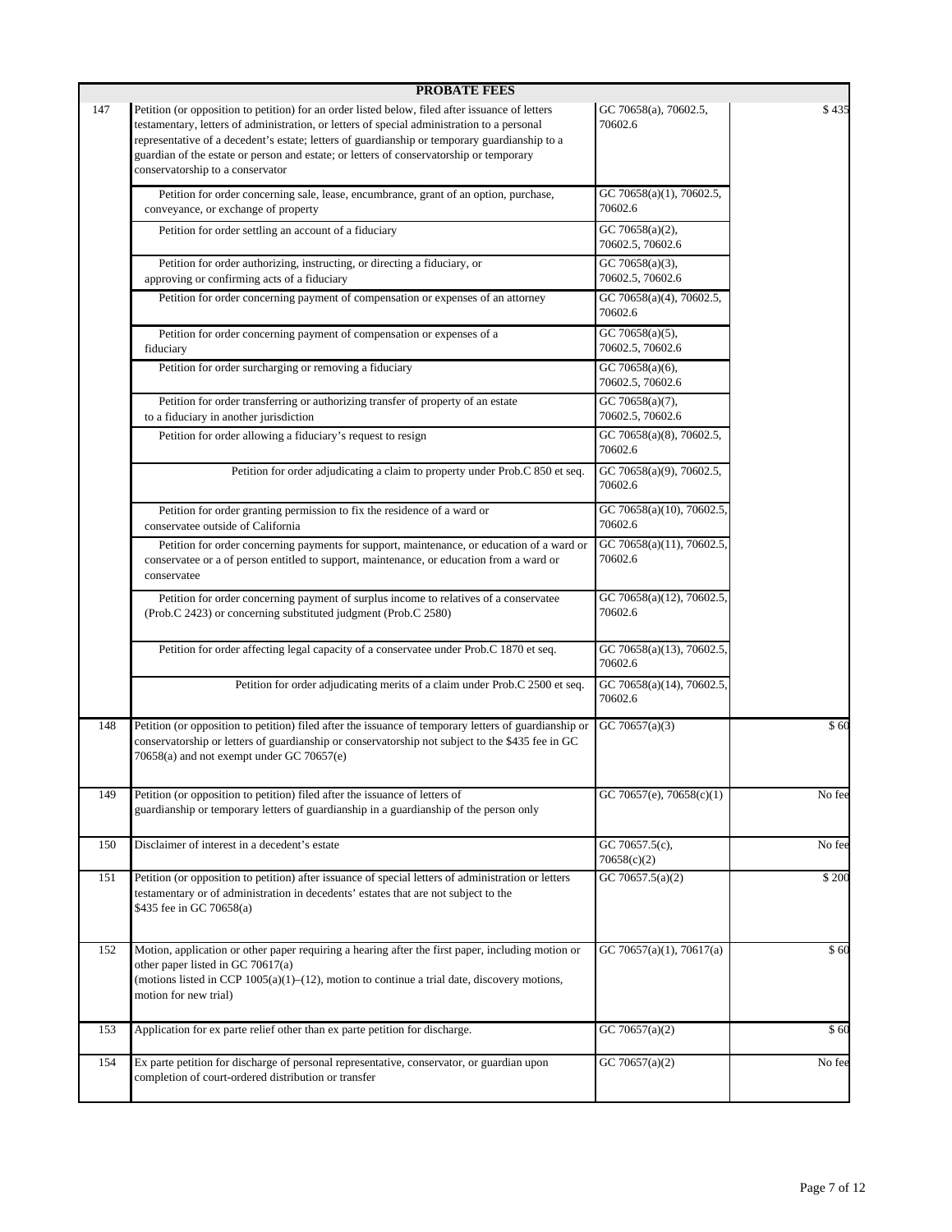| | PROBATE FEES | | |
|---|---|---|---|
| 147 | Petition (or opposition to petition) for an order listed below, filed after issuance of letters testamentary, letters of administration, or letters of special administration to a personal representative of a decedent's estate; letters of guardianship or temporary guardianship to a guardian of the estate or person and estate; or letters of conservatorship or temporary conservatorship to a conservator | GC 70658(a), 70602.5, 70602.6 | $ 435 |
| | Petition for order concerning sale, lease, encumbrance, grant of an option, purchase, conveyance, or exchange of property | GC 70658(a)(1), 70602.5, 70602.6 | |
| | Petition for order settling an account of a fiduciary | GC 70658(a)(2), 70602.5, 70602.6 | |
| | Petition for order authorizing, instructing, or directing a fiduciary, or approving or confirming acts of a fiduciary | GC 70658(a)(3), 70602.5, 70602.6 | |
| | Petition for order concerning payment of compensation or expenses of an attorney | GC 70658(a)(4), 70602.5, 70602.6 | |
| | Petition for order concerning payment of compensation or expenses of a fiduciary | GC 70658(a)(5), 70602.5, 70602.6 | |
| | Petition for order surcharging or removing a fiduciary | GC 70658(a)(6), 70602.5, 70602.6 | |
| | Petition for order transferring or authorizing transfer of property of an estate to a fiduciary in another jurisdiction | GC 70658(a)(7), 70602.5, 70602.6 | |
| | Petition for order allowing a fiduciary's request to resign | GC 70658(a)(8), 70602.5, 70602.6 | |
| | Petition for order adjudicating a claim to property under Prob.C 850 et seq. | GC 70658(a)(9), 70602.5, 70602.6 | |
| | Petition for order granting permission to fix the residence of a ward or conservatee outside of California | GC 70658(a)(10), 70602.5, 70602.6 | |
| | Petition for order concerning payments for support, maintenance, or education of a ward or conservatee or a of person entitled to support, maintenance, or education from a ward or conservatee | GC 70658(a)(11), 70602.5, 70602.6 | |
| | Petition for order concerning payment of surplus income to relatives of a conservatee (Prob.C 2423) or concerning substituted judgment (Prob.C 2580) | GC 70658(a)(12), 70602.5, 70602.6 | |
| | Petition for order affecting legal capacity of a conservatee under Prob.C 1870 et seq. | GC 70658(a)(13), 70602.5, 70602.6 | |
| | Petition for order adjudicating merits of a claim under Prob.C 2500 et seq. | GC 70658(a)(14), 70602.5, 70602.6 | |
| 148 | Petition (or opposition to petition) filed after the issuance of temporary letters of guardianship or conservatorship or letters of guardianship or conservatorship not subject to the $435 fee in GC 70658(a) and not exempt under GC 70657(e) | GC 70657(a)(3) | $ 60 |
| 149 | Petition (or opposition to petition) filed after the issuance of letters of guardianship or temporary letters of guardianship in a guardianship of the person only | GC 70657(e), 70658(c)(1) | No fee |
| 150 | Disclaimer of interest in a decedent's estate | GC 70657.5(c), 70658(c)(2) | No fee |
| 151 | Petition (or opposition to petition) after issuance of special letters of administration or letters testamentary or of administration in decedents' estates that are not subject to the $435 fee in GC 70658(a) | GC 70657.5(a)(2) | $ 200 |
| 152 | Motion, application or other paper requiring a hearing after the first paper, including motion or other paper listed in GC 70617(a) (motions listed in CCP 1005(a)(1)–(12), motion to continue a trial date, discovery motions, motion for new trial) | GC 70657(a)(1), 70617(a) | $ 60 |
| 153 | Application for ex parte relief other than ex parte petition for discharge. | GC 70657(a)(2) | $ 60 |
| 154 | Ex parte petition for discharge of personal representative, conservator, or guardian upon completion of court-ordered distribution or transfer | GC 70657(a)(2) | No fee |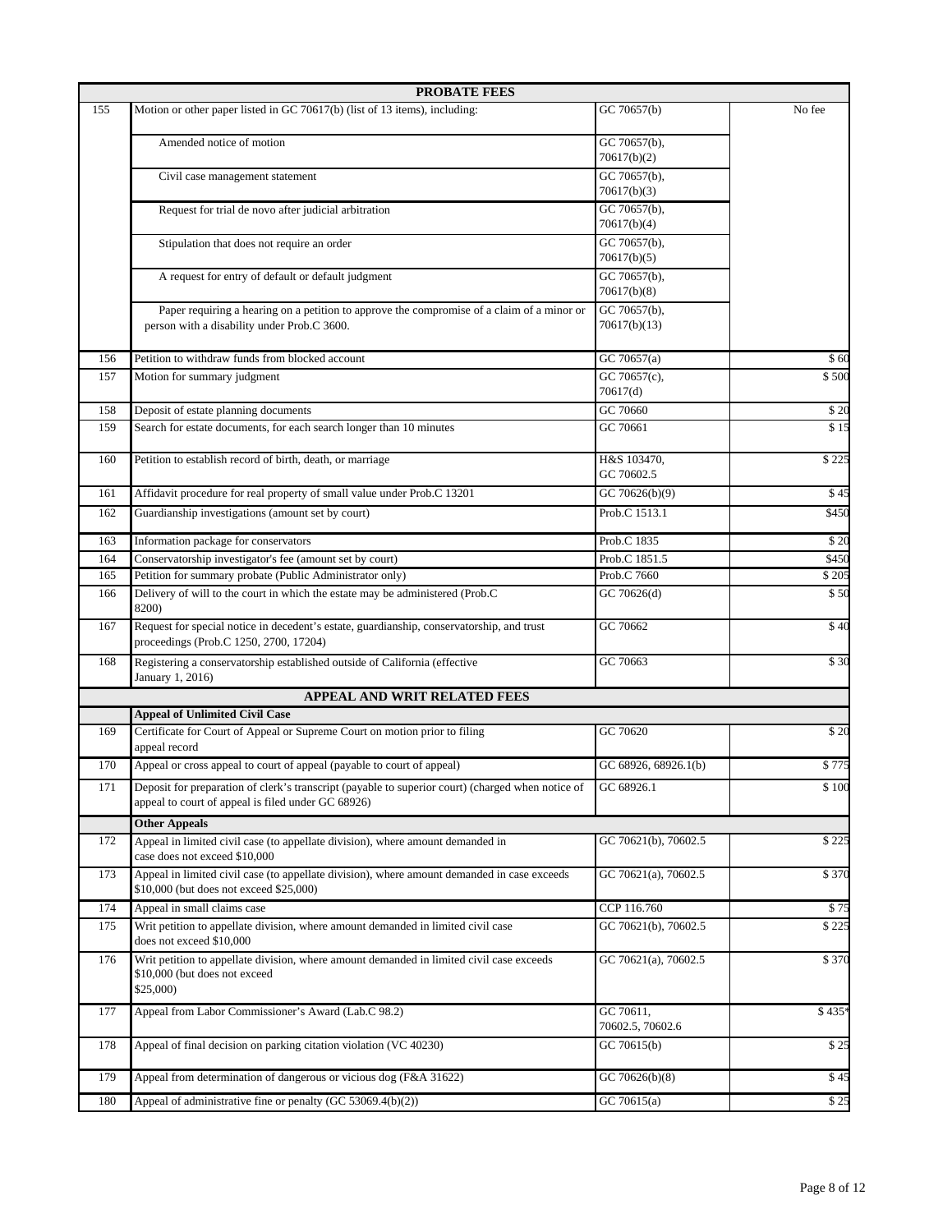| | PROBATE FEES | | |
|---|---|---|---|
| 155 | Motion or other paper listed in GC 70617(b) (list of 13 items), including: | GC 70657(b) | No fee |
| | Amended notice of motion | GC 70657(b), 70617(b)(2) | |
| | Civil case management statement | GC 70657(b), 70617(b)(3) | |
| | Request for trial de novo after judicial arbitration | GC 70657(b), 70617(b)(4) | |
| | Stipulation that does not require an order | GC 70657(b), 70617(b)(5) | |
| | A request for entry of default or default judgment | GC 70657(b), 70617(b)(8) | |
| | Paper requiring a hearing on a petition to approve the compromise of a claim of a minor or person with a disability under Prob.C 3600. | GC 70657(b), 70617(b)(13) | |
| 156 | Petition to withdraw funds from blocked account | GC 70657(a) | $ 60 |
| 157 | Motion for summary judgment | GC 70657(c), 70617(d) | $ 500 |
| 158 | Deposit of estate planning documents | GC 70660 | $ 20 |
| 159 | Search for estate documents, for each search longer than 10 minutes | GC 70661 | $ 15 |
| 160 | Petition to establish record of birth, death, or marriage | H&S 103470, GC 70602.5 | $ 225 |
| 161 | Affidavit procedure for real property of small value under Prob.C 13201 | GC 70626(b)(9) | $ 45 |
| 162 | Guardianship investigations (amount set by court) | Prob.C 1513.1 | $450 |
| 163 | Information package for conservators | Prob.C 1835 | $ 20 |
| 164 | Conservatorship investigator's fee (amount set by court) | Prob.C 1851.5 | $450 |
| 165 | Petition for summary probate (Public Administrator only) | Prob.C 7660 | $ 205 |
| 166 | Delivery of will to the court in which the estate may be administered (Prob.C 8200) | GC 70626(d) | $ 50 |
| 167 | Request for special notice in decedent's estate, guardianship, conservatorship, and trust proceedings (Prob.C 1250, 2700, 17204) | GC 70662 | $ 40 |
| 168 | Registering a conservatorship established outside of California (effective January 1, 2016) | GC 70663 | $ 30 |
| | **APPEAL AND WRIT RELATED FEES** | | |
| | **Appeal of Unlimited Civil Case** | | |
| 169 | Certificate for Court of Appeal or Supreme Court on motion prior to filing appeal record | GC 70620 | $ 20 |
| 170 | Appeal or cross appeal to court of appeal (payable to court of appeal) | GC 68926, 68926.1(b) | $ 775 |
| 171 | Deposit for preparation of clerk's transcript (payable to superior court) (charged when notice of appeal to court of appeal is filed under GC 68926) | GC 68926.1 | $ 100 |
| | **Other Appeals** | | |
| 172 | Appeal in limited civil case (to appellate division), where amount demanded in case does not exceed $10,000 | GC 70621(b), 70602.5 | $ 225 |
| 173 | Appeal in limited civil case (to appellate division), where amount demanded in case exceeds $10,000 (but does not exceed $25,000) | GC 70621(a), 70602.5 | $ 370 |
| 174 | Appeal in small claims case | CCP 116.760 | $ 75 |
| 175 | Writ petition to appellate division, where amount demanded in limited civil case does not exceed $10,000 | GC 70621(b), 70602.5 | $ 225 |
| 176 | Writ petition to appellate division, where amount demanded in limited civil case exceeds $10,000 (but does not exceed $25,000) | GC 70621(a), 70602.5 | $ 370 |
| 177 | Appeal from Labor Commissioner's Award (Lab.C 98.2) | GC 70611, 70602.5, 70602.6 | $ 435* |
| 178 | Appeal of final decision on parking citation violation (VC 40230) | GC 70615(b) | $ 25 |
| 179 | Appeal from determination of dangerous or vicious dog (F&A 31622) | GC 70626(b)(8) | $ 45 |
| 180 | Appeal of administrative fine or penalty (GC 53069.4(b)(2)) | GC 70615(a) | $ 25 |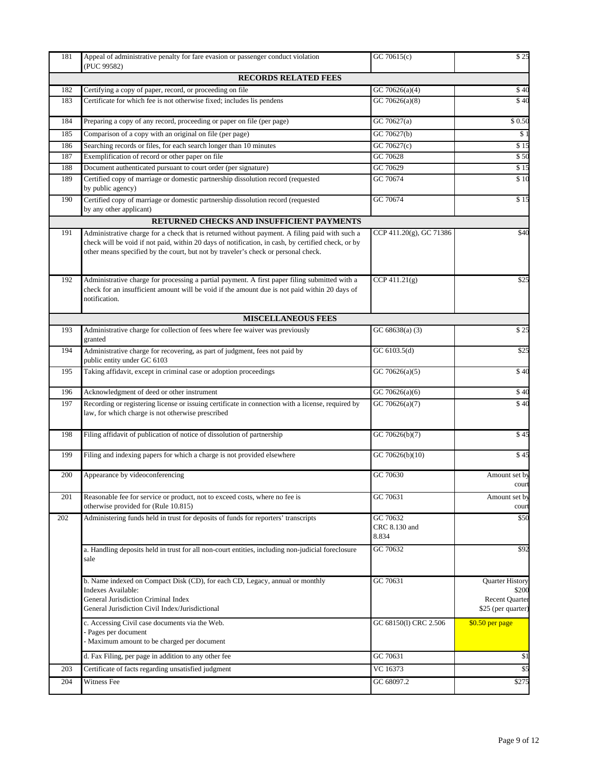| | | | |
|---|---|---|---|
| 181 | Appeal of administrative penalty for fare evasion or passenger conduct violation (PUC 99582) | GC 70615(c) | $ 25 |
| | **RECORDS RELATED FEES** | | |
| 182 | Certifying a copy of paper, record, or proceeding on file | GC 70626(a)(4) | $ 40 |
| 183 | Certificate for which fee is not otherwise fixed; includes lis pendens | GC 70626(a)(8) | $ 40 |
| 184 | Preparing a copy of any record, proceeding or paper on file (per page) | GC 70627(a) | $ 0.50 |
| 185 | Comparison of a copy with an original on file (per page) | GC 70627(b) | $ 1 |
| 186 | Searching records or files, for each search longer than 10 minutes | GC 70627(c) | $ 15 |
| 187 | Exemplification of record or other paper on file | GC 70628 | $ 50 |
| 188 | Document authenticated pursuant to court order (per signature) | GC 70629 | $ 15 |
| 189 | Certified copy of marriage or domestic partnership dissolution record (requested by public agency) | GC 70674 | $ 10 |
| 190 | Certified copy of marriage or domestic partnership dissolution record (requested by any other applicant) | GC 70674 | $ 15 |
| | **RETURNED CHECKS AND INSUFFICIENT PAYMENTS** | | |
| 191 | Administrative charge for a check that is returned without payment. A filing paid with such a check will be void if not paid, within 20 days of notification, in cash, by certified check, or by other means specified by the court, but not by traveler's check or personal check. | CCP 411.20(g), GC 71386 | $40 |
| 192 | Administrative charge for processing a partial payment. A first paper filing submitted with a check for an insufficient amount will be void if the amount due is not paid within 20 days of notification. | CCP 411.21(g) | $25 |
| | **MISCELLANEOUS FEES** | | |
| 193 | Administrative charge for collection of fees where fee waiver was previously granted | GC 68638(a) (3) | $ 25 |
| 194 | Administrative charge for recovering, as part of judgment, fees not paid by public entity under GC 6103 | GC 6103.5(d) | $25 |
| 195 | Taking affidavit, except in criminal case or adoption proceedings | GC 70626(a)(5) | $ 40 |
| 196 | Acknowledgment of deed or other instrument | GC 70626(a)(6) | $ 40 |
| 197 | Recording or registering license or issuing certificate in connection with a license, required by law, for which charge is not otherwise prescribed | GC 70626(a)(7) | $ 40 |
| 198 | Filing affidavit of publication of notice of dissolution of partnership | GC 70626(b)(7) | $ 45 |
| 199 | Filing and indexing papers for which a charge is not provided elsewhere | GC 70626(b)(10) | $ 45 |
| 200 | Appearance by videoconferencing | GC 70630 | Amount set by court |
| 201 | Reasonable fee for service or product, not to exceed costs, where no fee is otherwise provided for (Rule 10.815) | GC 70631 | Amount set by court |
| 202 | Administering funds held in trust for deposits of funds for reporters' transcripts | GC 70632<br>CRC 8.130 and 8.834 | $50 |
| | a. Handling deposits held in trust for all non-court entities, including non-judicial foreclosure sale | GC 70632 | $92 |
| | b. Name indexed on Compact Disk (CD), for each CD, Legacy, annual or monthly<br>Indexes Available:<br>General Jurisdiction Criminal Index<br>General Jurisdiction Civil Index/Jurisdictional | GC 70631 | Quarter History<br>$200<br>Recent Quarter<br>$25 (per quarter) |
| | c. Accessing Civil case documents via the Web.<br>- Pages per document<br>- Maximum amount to be charged per document | GC 68150(l) CRC 2.506 | $0.50 per page |
| | d. Fax Filing, per page in addition to any other fee | GC 70631 | $1 |
| 203 | Certificate of facts regarding unsatisfied judgment | VC 16373 | $5 |
| 204 | Witness Fee | GC 68097.2 | $275 |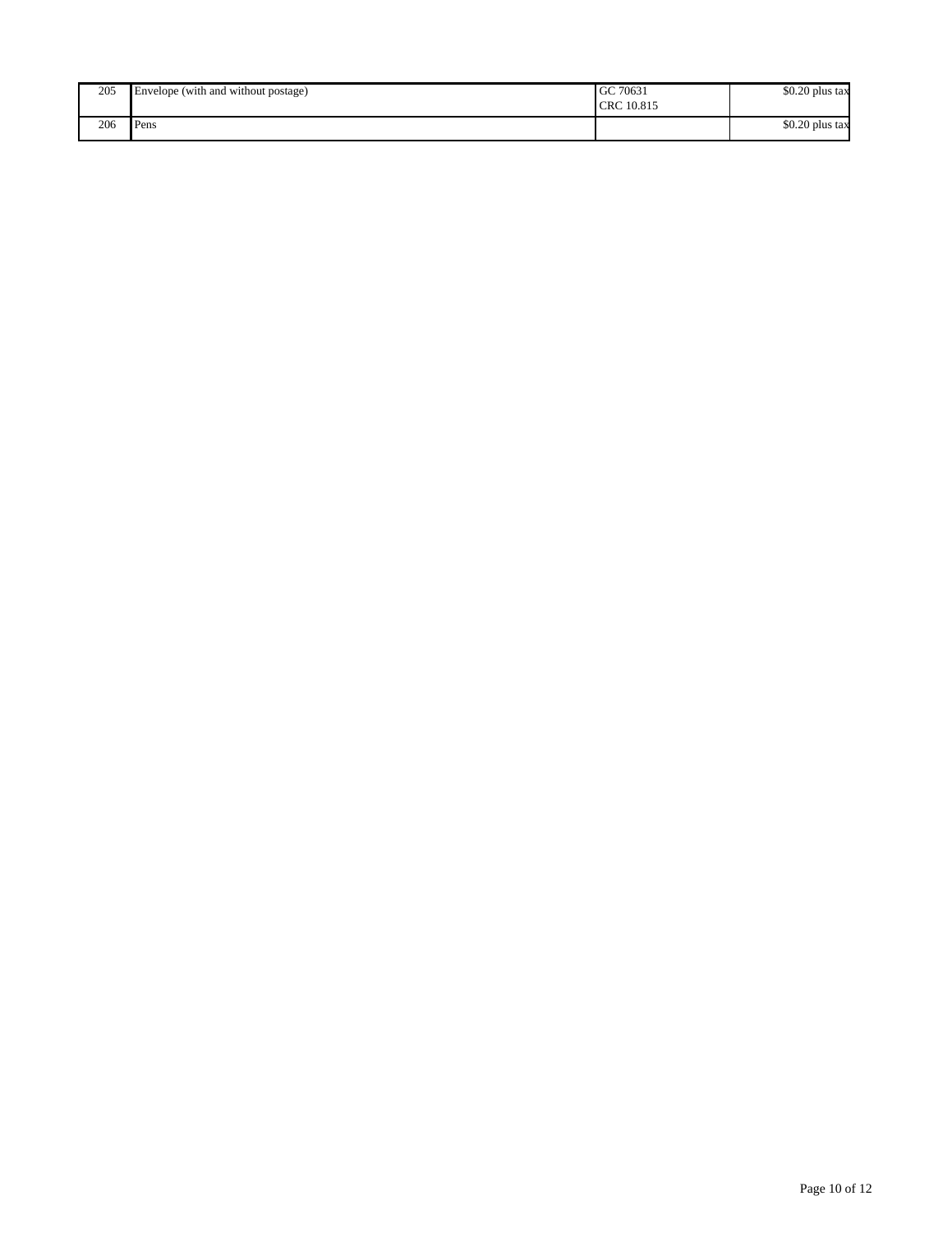| | | | |
|---|---|---|---|
| 205 | Envelope (with and without postage) | GC 70631<br>CRC 10.815 | $0.20 plus tax |
| 206 | Pens | | $0.20 plus tax |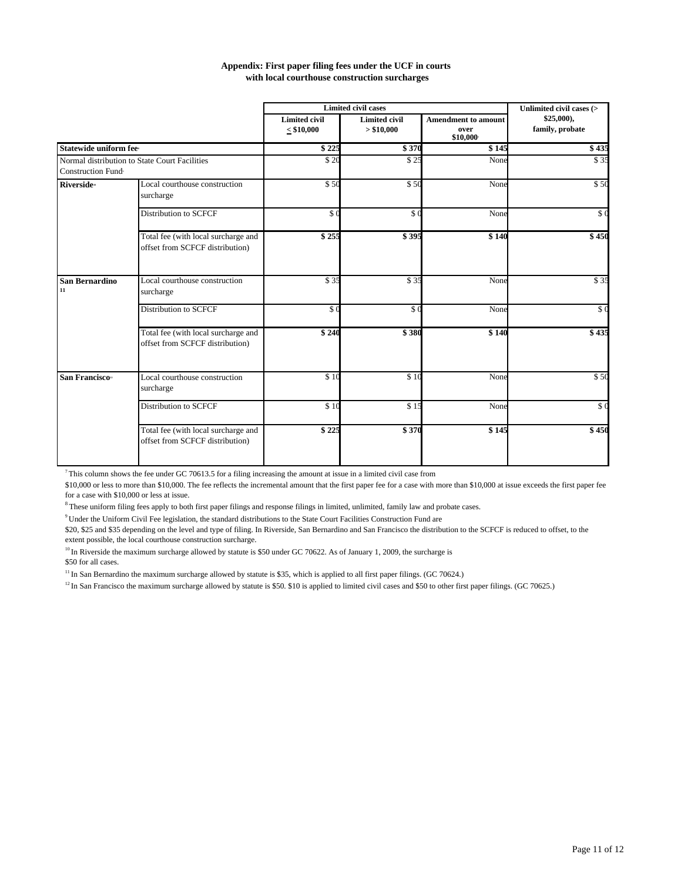**Appendix: First paper filing fees under the UCF in courts with local courthouse construction surcharges**

| | | Limited civil cases | | | Unlimited civil cases (> $25,000), family, probate |
|---|---|---|---|---|---|
| | | Limited civil ≤ $10,000 | Limited civil > $10,000 | Amendment to amount over $10,000[7] | |
| **Statewide uniform fee**[8] | | **$ 225** | **$ 370** | **$ 145** | **$ 435** |
| Normal distribution to State Court Facilities Construction Fund[9] | | $ 20 | $ 25 | None | $ 35 |
| **Riverside**[10] | Local courthouse construction surcharge | $ 50 | $ 50 | None | $ 50 |
| | Distribution to SCFCF | $ 0 | $ 0 | None | $ 0 |
| | Total fee (with local surcharge and offset from SCFCF distribution) | **$ 255** | **$ 395** | **$ 140** | **$ 450** |
| **San Bernardino**[11] | Local courthouse construction surcharge | $ 35 | $ 35 | None | $ 35 |
| | Distribution to SCFCF | $ 0 | $ 0 | None | $ 0 |
| | Total fee (with local surcharge and offset from SCFCF distribution) | **$ 240** | **$ 380** | **$ 140** | **$ 435** |
| **San Francisco**[12] | Local courthouse construction surcharge | $ 10 | $ 10 | None | $ 50 |
| | Distribution to SCFCF | $ 10 | $ 15 | None | $ 0 |
| | Total fee (with local surcharge and offset from SCFCF distribution) | **$ 225** | **$ 370** | **$ 145** | **$ 450** |

[7] This column shows the fee under GC 70613.5 for a filing increasing the amount at issue in a limited civil case from $10,000 or less to more than $10,000. The fee reflects the incremental amount that the first paper fee for a case with more than $10,000 at issue exceeds the first paper fee for a case with $10,000 or less at issue.

[8] These uniform filing fees apply to both first paper filings and response filings in limited, unlimited, family law and probate cases.

[9] Under the Uniform Civil Fee legislation, the standard distributions to the State Court Facilities Construction Fund are $20, $25 and $35 depending on the level and type of filing. In Riverside, San Bernardino and San Francisco the distribution to the SCFCF is reduced to offset, to the extent possible, the local courthouse construction surcharge.

[10] In Riverside the maximum surcharge allowed by statute is $50 under GC 70622. As of January 1, 2009, the surcharge is $50 for all cases.

[11] In San Bernardino the maximum surcharge allowed by statute is $35, which is applied to all first paper filings. (GC 70624.)

[12] In San Francisco the maximum surcharge allowed by statute is $50. $10 is applied to limited civil cases and $50 to other first paper filings. (GC 70625.)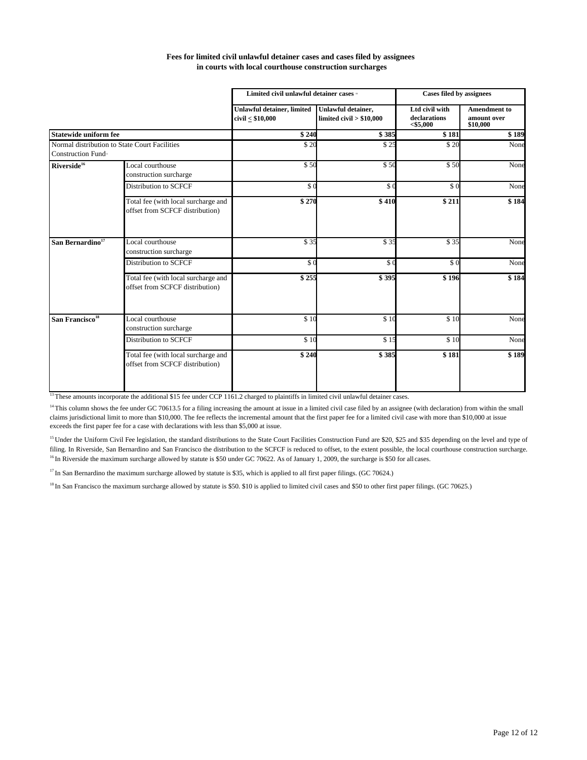**Fees for limited civil unlawful detainer cases and cases filed by assignees in courts with local courthouse construction surcharges**

| | | Limited civil unlawful detainer cases [13] | | Cases filed by assignees | |
|---|---|---|---|---|---|
| | | Unlawful detainer, limited civil ≤ $10,000 | Unlawful detainer, limited civil > $10,000 | Ltd civil with declarations <$5,000 | Amendment to amount over $10,000 |
| **Statewide uniform fee** | | **$ 240** | **$ 385** | **$ 181** | **$ 189** |
| Normal distribution to State Court Facilities Construction Fund[15] | | $ 20 | $ 25 | $ 20 | None |
| **Riverside**[16] | Local courthouse construction surcharge | $ 50 | $ 50 | $ 50 | None |
| | Distribution to SCFCF | $ 0 | $ 0 | $ 0 | None |
| | Total fee (with local surcharge and offset from SCFCF distribution) | **$ 270** | **$ 410** | **$ 211** | **$ 184** |
| **San Bernardino**[17] | Local courthouse construction surcharge | $ 35 | $ 35 | $ 35 | None |
| | Distribution to SCFCF | $ 0 | $ 0 | $ 0 | None |
| | Total fee (with local surcharge and offset from SCFCF distribution) | **$ 255** | **$ 395** | **$ 196** | **$ 184** |
| **San Francisco**[18] | Local courthouse construction surcharge | $ 10 | $ 10 | $ 10 | None |
| | Distribution to SCFCF | $ 10 | $ 15 | $ 10 | None |
| | Total fee (with local surcharge and offset from SCFCF distribution) | **$ 240** | **$ 385** | **$ 181** | **$ 189** |

[13] These amounts incorporate the additional $15 fee under CCP 1161.2 charged to plaintiffs in limited civil unlawful detainer cases.

[14] This column shows the fee under GC 70613.5 for a filing increasing the amount at issue in a limited civil case filed by an assignee (with declaration) from within the small claims jurisdictional limit to more than $10,000. The fee reflects the incremental amount that the first paper fee for a limited civil case with more than $10,000 at issue exceeds the first paper fee for a case with declarations with less than $5,000 at issue.

[15] Under the Uniform Civil Fee legislation, the standard distributions to the State Court Facilities Construction Fund are $20, $25 and $35 depending on the level and type of filing. In Riverside, San Bernardino and San Francisco the distribution to the SCFCF is reduced to offset, to the extent possible, the local courthouse construction surcharge.

[16] In Riverside the maximum surcharge allowed by statute is $50 under GC 70622. As of January 1, 2009, the surcharge is $50 for all cases.

[17] In San Bernardino the maximum surcharge allowed by statute is $35, which is applied to all first paper filings. (GC 70624.)

[18] In San Francisco the maximum surcharge allowed by statute is $50. $10 is applied to limited civil cases and $50 to other first paper filings. (GC 70625.)